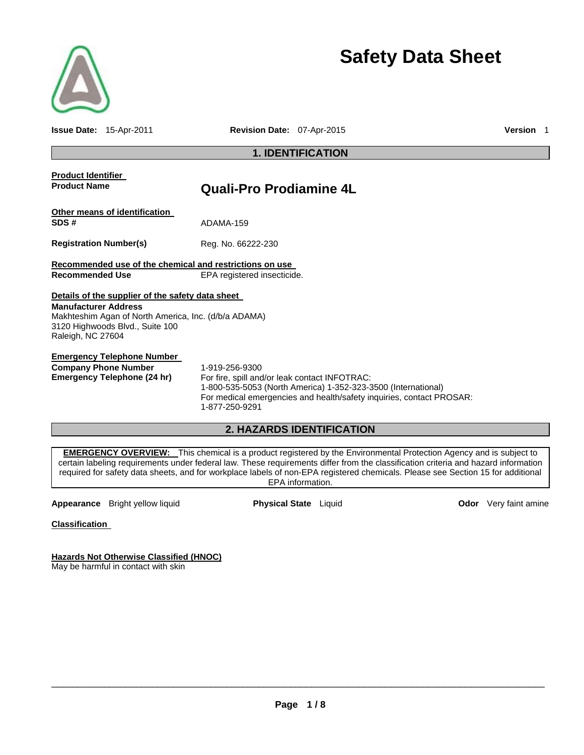# Safety Data Sheet

**Issue Date:** 15-Apr-2011 **Revision Date:** 07-Apr-2015 **Version** 1

## 1. IDENTIFICATION

**Product Identifier**

**Product Name** **Quali-Pro Prodiamine 4L**

**Other means of identification**

**SDS #** ADAMA-159

**Registration Number(s)** Reg. No. 66222-230

**Recommended use of the chemical and restrictions on use**

**Recommended Use** EPA registered insecticide.

**Details of the supplier of the safety data sheet**

**Manufacturer Address**
Makhteshim Agan of North America, Inc. (d/b/a ADAMA)
3120 Highwoods Blvd., Suite 100
Raleigh, NC 27604

**Emergency Telephone Number**

**Company Phone Number** 1-919-256-9300

**Emergency Telephone (24 hr)** For fire, spill and/or leak contact INFOTRAC:
1-800-535-5053 (North America) 1-352-323-3500 (International)
For medical emergencies and health/safety inquiries, contact PROSAR:
1-877-250-9291

## 2. HAZARDS IDENTIFICATION

**EMERGENCY OVERVIEW:** This chemical is a product registered by the Environmental Protection Agency and is subject to certain labeling requirements under federal law. These requirements differ from the classification criteria and hazard information required for safety data sheets, and for workplace labels of non-EPA registered chemicals. Please see Section 15 for additional EPA information.

**Appearance** Bright yellow liquid **Physical State** Liquid **Odor** Very faint amine

**Classification**

**Hazards Not Otherwise Classified (HNOC)**
May be harmful in contact with skin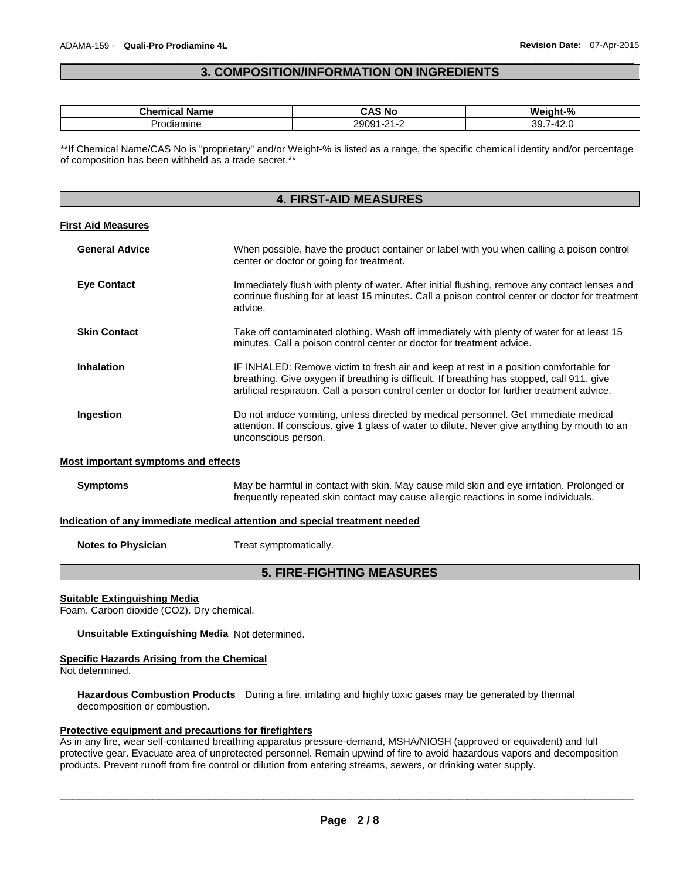## 3. COMPOSITION/INFORMATION ON INGREDIENTS

| Chemical Name | CAS No | Weight-% |
|---|---|---|
| Prodiamine | 29091-21-2 | 39.7-42.0 |

**If Chemical Name/CAS No is "proprietary" and/or Weight-% is listed as a range, the specific chemical identity and/or percentage of composition has been withheld as a trade secret.**

## 4. FIRST-AID MEASURES

### First Aid Measures

**General Advice** When possible, have the product container or label with you when calling a poison control center or doctor or going for treatment.

**Eye Contact** Immediately flush with plenty of water. After initial flushing, remove any contact lenses and continue flushing for at least 15 minutes. Call a poison control center or doctor for treatment advice.

**Skin Contact** Take off contaminated clothing. Wash off immediately with plenty of water for at least 15 minutes. Call a poison control center or doctor for treatment advice.

**Inhalation** IF INHALED: Remove victim to fresh air and keep at rest in a position comfortable for breathing. Give oxygen if breathing is difficult. If breathing has stopped, call 911, give artificial respiration. Call a poison control center or doctor for further treatment advice.

**Ingestion** Do not induce vomiting, unless directed by medical personnel. Get immediate medical attention. If conscious, give 1 glass of water to dilute. Never give anything by mouth to an unconscious person.

### Most important symptoms and effects

**Symptoms** May be harmful in contact with skin. May cause mild skin and eye irritation. Prolonged or frequently repeated skin contact may cause allergic reactions in some individuals.

### Indication of any immediate medical attention and special treatment needed

**Notes to Physician** Treat symptomatically.

## 5. FIRE-FIGHTING MEASURES

### Suitable Extinguishing Media

Foam. Carbon dioxide ($CO_2$). Dry chemical.

**Unsuitable Extinguishing Media** Not determined.

### Specific Hazards Arising from the Chemical

Not determined.

**Hazardous Combustion Products** During a fire, irritating and highly toxic gases may be generated by thermal decomposition or combustion.

### Protective equipment and precautions for firefighters

As in any fire, wear self-contained breathing apparatus pressure-demand, MSHA/NIOSH (approved or equivalent) and full protective gear. Evacuate area of unprotected personnel. Remain upwind of fire to avoid hazardous vapors and decomposition products. Prevent runoff from fire control or dilution from entering streams, sewers, or drinking water supply.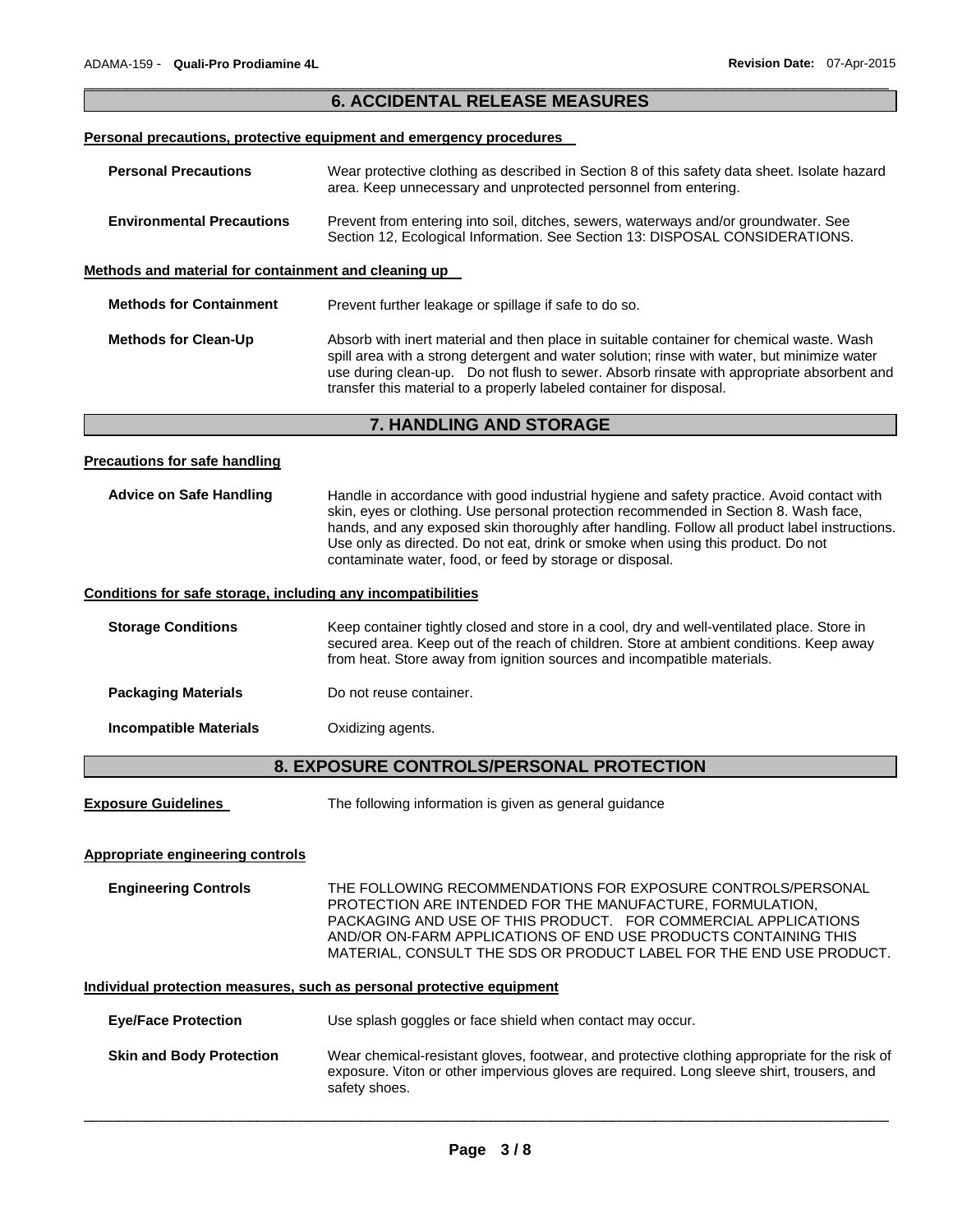## 6. ACCIDENTAL RELEASE MEASURES

**Personal precautions, protective equipment and emergency procedures**

**Personal Precautions** Wear protective clothing as described in Section 8 of this safety data sheet. Isolate hazard area. Keep unnecessary and unprotected personnel from entering.

**Environmental Precautions** Prevent from entering into soil, ditches, sewers, waterways and/or groundwater. See Section 12, Ecological Information. See Section 13: DISPOSAL CONSIDERATIONS.

**Methods and material for containment and cleaning up**

**Methods for Containment** Prevent further leakage or spillage if safe to do so.

**Methods for Clean-Up** Absorb with inert material and then place in suitable container for chemical waste. Wash spill area with a strong detergent and water solution; rinse with water, but minimize water use during clean-up. Do not flush to sewer. Absorb rinsate with appropriate absorbent and transfer this material to a properly labeled container for disposal.

## 7. HANDLING AND STORAGE

**Precautions for safe handling**

**Advice on Safe Handling** Handle in accordance with good industrial hygiene and safety practice. Avoid contact with skin, eyes or clothing. Use personal protection recommended in Section 8. Wash face, hands, and any exposed skin thoroughly after handling. Follow all product label instructions. Use only as directed. Do not eat, drink or smoke when using this product. Do not contaminate water, food, or feed by storage or disposal.

**Conditions for safe storage, including any incompatibilities**

**Storage Conditions** Keep container tightly closed and store in a cool, dry and well-ventilated place. Store in secured area. Keep out of the reach of children. Store at ambient conditions. Keep away from heat. Store away from ignition sources and incompatible materials.

**Packaging Materials** Do not reuse container.

**Incompatible Materials** Oxidizing agents.

## 8. EXPOSURE CONTROLS/PERSONAL PROTECTION

**Exposure Guidelines** The following information is given as general guidance

**Appropriate engineering controls**

**Engineering Controls** THE FOLLOWING RECOMMENDATIONS FOR EXPOSURE CONTROLS/PERSONAL PROTECTION ARE INTENDED FOR THE MANUFACTURE, FORMULATION, PACKAGING AND USE OF THIS PRODUCT. FOR COMMERCIAL APPLICATIONS AND/OR ON-FARM APPLICATIONS OF END USE PRODUCTS CONTAINING THIS MATERIAL, CONSULT THE SDS OR PRODUCT LABEL FOR THE END USE PRODUCT.

**Individual protection measures, such as personal protective equipment**

**Eye/Face Protection** Use splash goggles or face shield when contact may occur.

**Skin and Body Protection** Wear chemical-resistant gloves, footwear, and protective clothing appropriate for the risk of exposure. Viton or other impervious gloves are required. Long sleeve shirt, trousers, and safety shoes.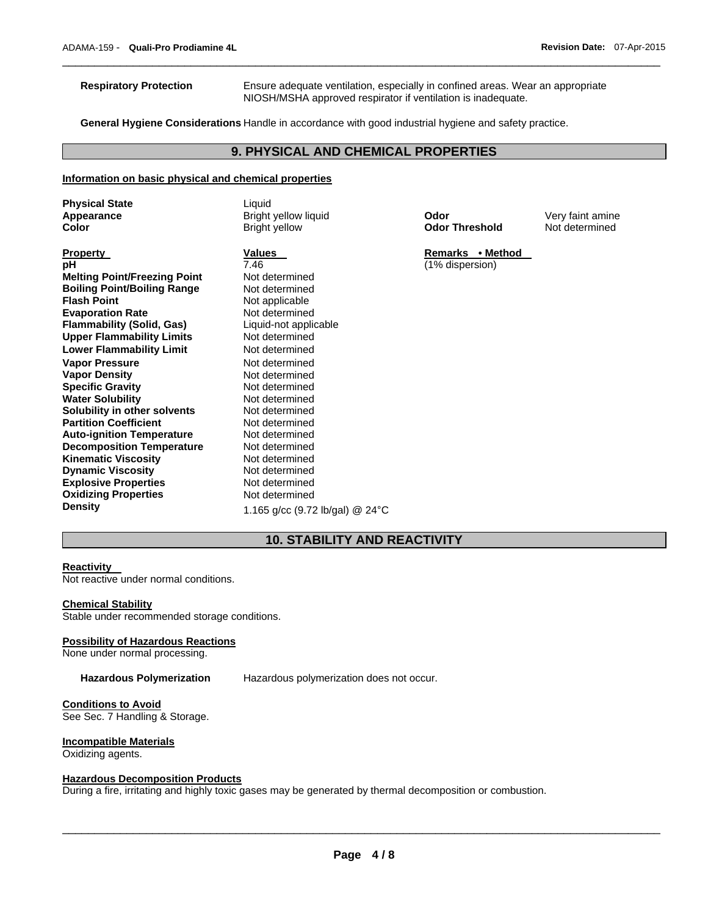**Respiratory Protection** Ensure adequate ventilation, especially in confined areas. Wear an appropriate NIOSH/MSHA approved respirator if ventilation is inadequate.

**General Hygiene Considerations** Handle in accordance with good industrial hygiene and safety practice.

## 9. PHYSICAL AND CHEMICAL PROPERTIES

### Information on basic physical and chemical properties

| | | | |
|---|---|---|---|
| **Physical State** | Liquid | | |
| **Appearance** | Bright yellow liquid | **Odor** | Very faint amine |
| **Color** | Bright yellow | **Odor Threshold** | Not determined |

| **Property** | **Values** | **Remarks • Method** |
|---|---|---|
| **pH** | 7.46 | (1% dispersion) |
| **Melting Point/Freezing Point** | Not determined | |
| **Boiling Point/Boiling Range** | Not determined | |
| **Flash Point** | Not applicable | |
| **Evaporation Rate** | Not determined | |
| **Flammability (Solid, Gas)** | Liquid-not applicable | |
| **Upper Flammability Limits** | Not determined | |
| **Lower Flammability Limit** | Not determined | |
| **Vapor Pressure** | Not determined | |
| **Vapor Density** | Not determined | |
| **Specific Gravity** | Not determined | |
| **Water Solubility** | Not determined | |
| **Solubility in other solvents** | Not determined | |
| **Partition Coefficient** | Not determined | |
| **Auto-ignition Temperature** | Not determined | |
| **Decomposition Temperature** | Not determined | |
| **Kinematic Viscosity** | Not determined | |
| **Dynamic Viscosity** | Not determined | |
| **Explosive Properties** | Not determined | |
| **Oxidizing Properties** | Not determined | |
| **Density** | 1.165 g/cc (9.72 lb/gal) @ 24°C | |

## 10. STABILITY AND REACTIVITY

**Reactivity**
Not reactive under normal conditions.

**Chemical Stability**
Stable under recommended storage conditions.

**Possibility of Hazardous Reactions**
None under normal processing.

**Hazardous Polymerization** Hazardous polymerization does not occur.

**Conditions to Avoid**
See Sec. 7 Handling & Storage.

**Incompatible Materials**
Oxidizing agents.

**Hazardous Decomposition Products**
During a fire, irritating and highly toxic gases may be generated by thermal decomposition or combustion.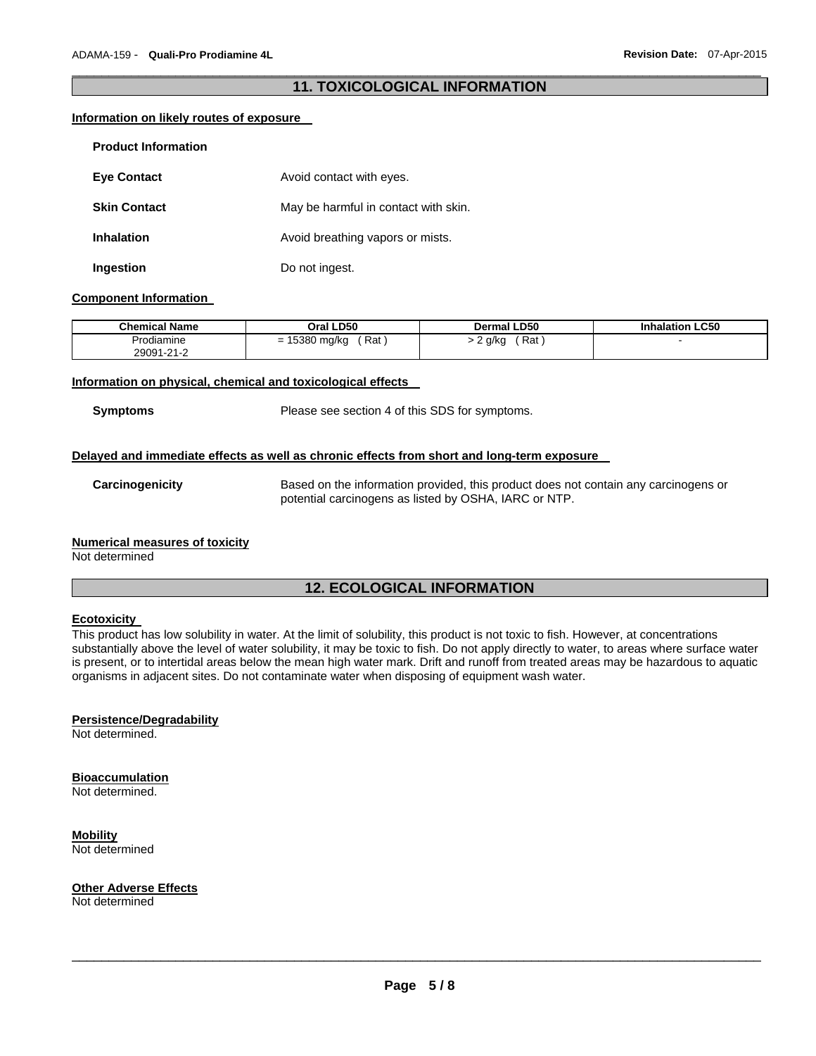## 11. TOXICOLOGICAL INFORMATION

**Information on likely routes of exposure**

**Product Information**

**Eye Contact** Avoid contact with eyes.

**Skin Contact** May be harmful in contact with skin.

**Inhalation** Avoid breathing vapors or mists.

**Ingestion** Do not ingest.

**Component Information**

| Chemical Name | Oral LD50 | Dermal LD50 | Inhalation LC50 |
| --- | --- | --- | --- |
| Prodiamine 29091-21-2 | = 15380 mg/kg ( Rat ) | > 2 g/kg ( Rat ) | - |

**Information on physical, chemical and toxicological effects**

**Symptoms** Please see section 4 of this SDS for symptoms.

**Delayed and immediate effects as well as chronic effects from short and long-term exposure**

**Carcinogenicity** Based on the information provided, this product does not contain any carcinogens or potential carcinogens as listed by OSHA, IARC or NTP.

**Numerical measures of toxicity**

Not determined

## 12. ECOLOGICAL INFORMATION

**Ecotoxicity**

This product has low solubility in water. At the limit of solubility, this product is not toxic to fish. However, at concentrations substantially above the level of water solubility, it may be toxic to fish. Do not apply directly to water, to areas where surface water is present, or to intertidal areas below the mean high water mark. Drift and runoff from treated areas may be hazardous to aquatic organisms in adjacent sites. Do not contaminate water when disposing of equipment wash water.

**Persistence/Degradability**

Not determined.

**Bioaccumulation**

Not determined.

**Mobility**

Not determined

**Other Adverse Effects**

Not determined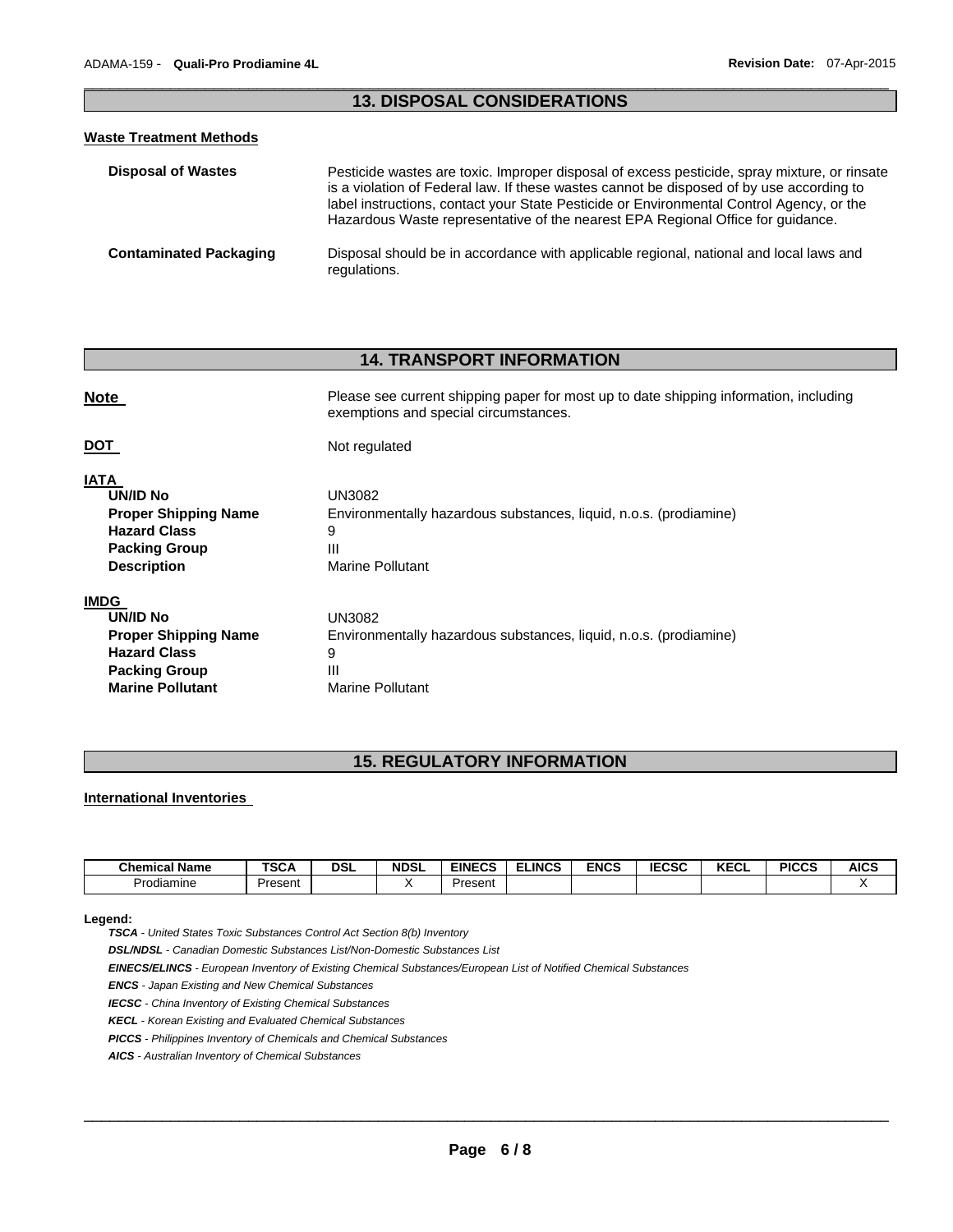## 13. DISPOSAL CONSIDERATIONS

**Waste Treatment Methods**

**Disposal of Wastes** — Pesticide wastes are toxic. Improper disposal of excess pesticide, spray mixture, or rinsate is a violation of Federal law. If these wastes cannot be disposed of by use according to label instructions, contact your State Pesticide or Environmental Control Agency, or the Hazardous Waste representative of the nearest EPA Regional Office for guidance.

**Contaminated Packaging** — Disposal should be in accordance with applicable regional, national and local laws and regulations.

## 14. TRANSPORT INFORMATION

**Note** — Please see current shipping paper for most up to date shipping information, including exemptions and special circumstances.

**DOT** — Not regulated

**IATA**

- **UN/ID No**: UN3082
- **Proper Shipping Name**: Environmentally hazardous substances, liquid, n.o.s. (prodiamine)
- **Hazard Class**: 9
- **Packing Group**: III
- **Description**: Marine Pollutant

**IMDG**

- **UN/ID No**: UN3082
- **Proper Shipping Name**: Environmentally hazardous substances, liquid, n.o.s. (prodiamine)
- **Hazard Class**: 9
- **Packing Group**: III
- **Marine Pollutant**: Marine Pollutant

## 15. REGULATORY INFORMATION

**International Inventories**

| Chemical Name | TSCA | DSL | NDSL | EINECS | ELINCS | ENCS | IECSC | KECL | PICCS | AICS |
|---|---|---|---|---|---|---|---|---|---|---|
| Prodiamine | Present | | X | Present | | | | | | X |

**Legend:**

***TSCA*** *- United States Toxic Substances Control Act Section 8(b) Inventory*

***DSL/NDSL*** *- Canadian Domestic Substances List/Non-Domestic Substances List*

***EINECS/ELINCS*** *- European Inventory of Existing Chemical Substances/European List of Notified Chemical Substances*

***ENCS*** *- Japan Existing and New Chemical Substances*

***IECSC*** *- China Inventory of Existing Chemical Substances*

***KECL*** *- Korean Existing and Evaluated Chemical Substances*

***PICCS*** *- Philippines Inventory of Chemicals and Chemical Substances*

***AICS*** *- Australian Inventory of Chemical Substances*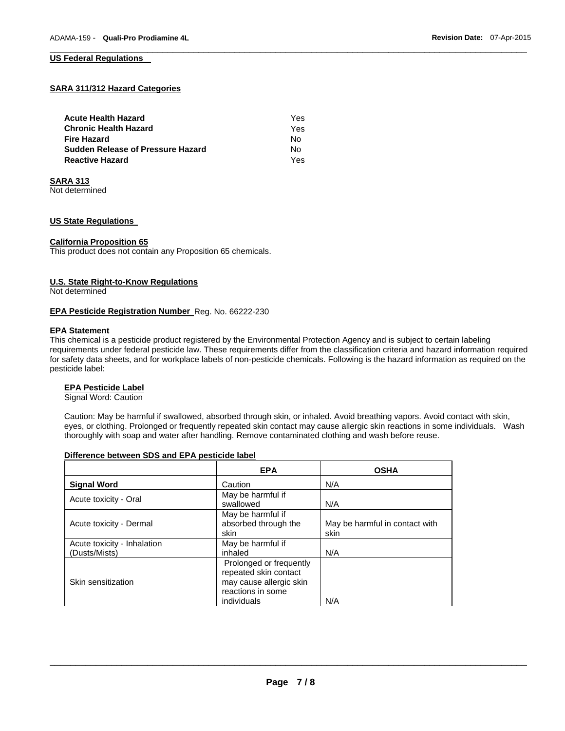## US Federal Regulations

### SARA 311/312 Hazard Categories

| | |
|---|---|
| **Acute Health Hazard** | Yes |
| **Chronic Health Hazard** | Yes |
| **Fire Hazard** | No |
| **Sudden Release of Pressure Hazard** | No |
| **Reactive Hazard** | Yes |

### SARA 313

Not determined

## US State Regulations

### California Proposition 65

This product does not contain any Proposition 65 chemicals.

### U.S. State Right-to-Know Regulations

Not determined

**EPA Pesticide Registration Number** Reg. No. 66222-230

**EPA Statement**

This chemical is a pesticide product registered by the Environmental Protection Agency and is subject to certain labeling requirements under federal pesticide law. These requirements differ from the classification criteria and hazard information required for safety data sheets, and for workplace labels of non-pesticide chemicals. Following is the hazard information as required on the pesticide label:

**EPA Pesticide Label**

Signal Word: Caution

Caution: May be harmful if swallowed, absorbed through skin, or inhaled. Avoid breathing vapors. Avoid contact with skin, eyes, or clothing. Prolonged or frequently repeated skin contact may cause allergic skin reactions in some individuals. Wash thoroughly with soap and water after handling. Remove contaminated clothing and wash before reuse.

**Difference between SDS and EPA pesticide label**

| | EPA | OSHA |
|---|---|---|
| **Signal Word** | Caution | N/A |
| Acute toxicity - Oral | May be harmful if swallowed | N/A |
| Acute toxicity - Dermal | May be harmful if absorbed through the skin | May be harmful in contact with skin |
| Acute toxicity - Inhalation (Dusts/Mists) | May be harmful if inhaled | N/A |
| Skin sensitization | Prolonged or frequently repeated skin contact may cause allergic skin reactions in some individuals | N/A |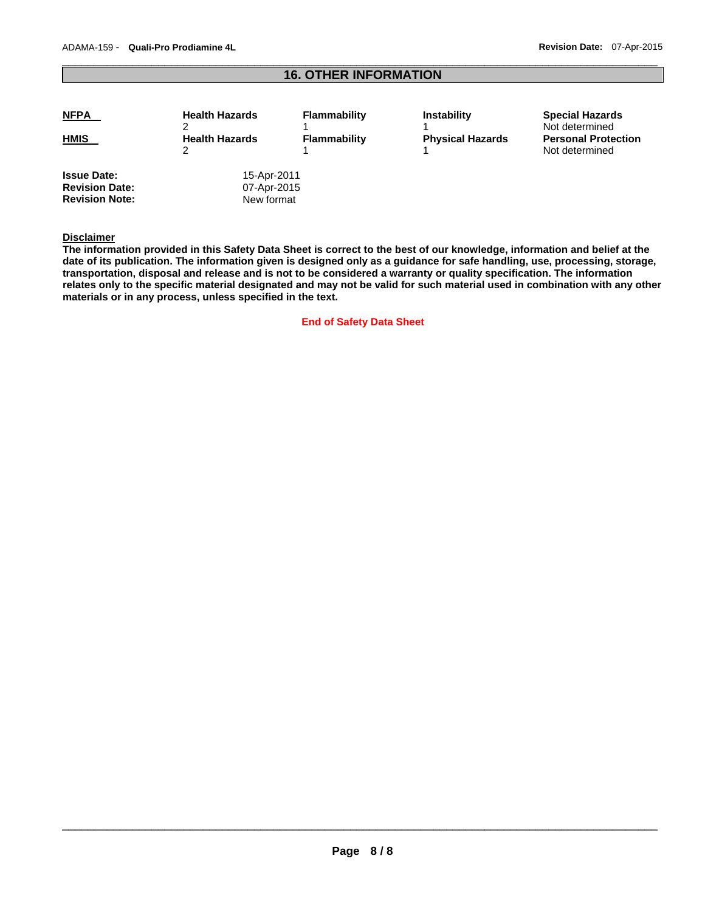## 16. OTHER INFORMATION

| | | | | |
|---|---|---|---|---|
| **NFPA** | **Health Hazards** 2 | **Flammability** 1 | **Instability** 1 | **Special Hazards** Not determined |
| **HMIS** | **Health Hazards** 2 | **Flammability** 1 | **Physical Hazards** 1 | **Personal Protection** Not determined |

| | |
|---|---|
| **Issue Date:** | 15-Apr-2011 |
| **Revision Date:** | 07-Apr-2015 |
| **Revision Note:** | New format |

**Disclaimer**

**The information provided in this Safety Data Sheet is correct to the best of our knowledge, information and belief at the date of its publication. The information given is designed only as a guidance for safe handling, use, processing, storage, transportation, disposal and release and is not to be considered a warranty or quality specification. The information relates only to the specific material designated and may not be valid for such material used in combination with any other materials or in any process, unless specified in the text.**

**End of Safety Data Sheet**